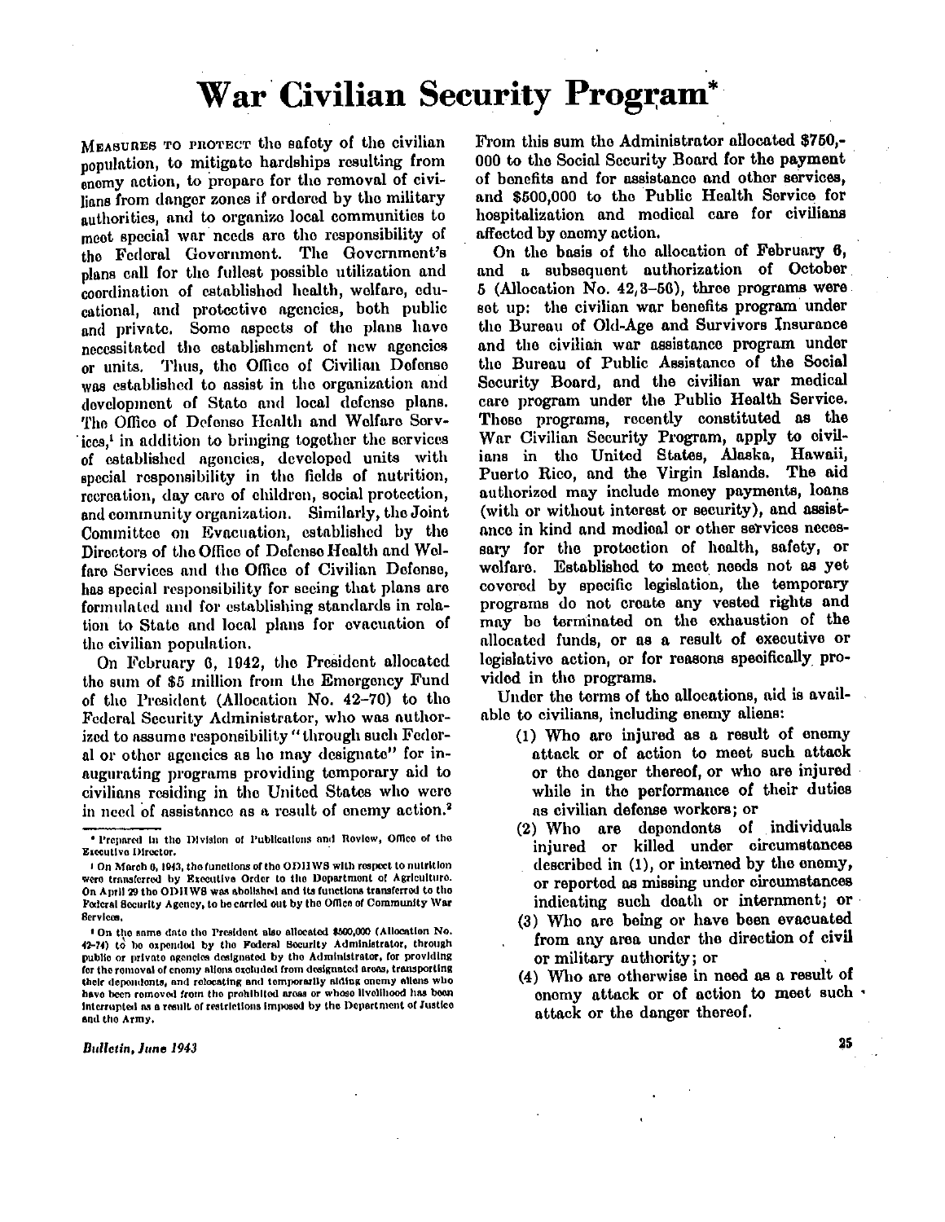# War Civilian Security Program*

MEASURES TO PROTECT the safety of the civilian population, to mitigate hardships resulting from enemy action, to prepare for the removal of civilians from danger zones if ordered by the military authorities, and to organize local communities to meet special war needs are the responsibility of the Federal Government. The Government's plans call for the fullest possible utilization and coordination of established health, welfare, educational, and protective agencies, both public and private. Some aspects of the plans have necessitated the establishment of new agencies or units. Thus, the Office of Civilian Defense was established to assist in the organization and development of State and local defense plans. The Office of Defense Health and Welfare Services,[1] in addition to bringing together the services of established agencies, developed units with special responsibility in the fields of nutrition, recreation, day care of children, social protection, and community organization. Similarly, the Joint Committee on Evacuation, established by the Directors of the Office of Defense Health and Welfare Services and the Office of Civilian Defense, has special responsibility for seeing that plans are formulated and for establishing standards in relation to State and local plans for evacuation of the civilian population.

On February 6, 1942, the President allocated the sum of $5 million from the Emergency Fund of the President (Allocation No. 42-70) to the Federal Security Administrator, who was authorized to assume responsibility "through such Federal or other agencies as he may designate" for inaugurating programs providing temporary aid to civilians residing in the United States who were in need of assistance as a result of enemy action.[2] From this sum the Administrator allocated $750,000 to the Social Security Board for the payment of benefits and for assistance and other services, and $500,000 to the Public Health Service for hospitalization and medical care for civilians affected by enemy action.

On the basis of the allocation of February 6, and a subsequent authorization of October 5 (Allocation No. 42,3-56), three programs were set up: the civilian war benefits program under the Bureau of Old-Age and Survivors Insurance and the civilian war assistance program under the Bureau of Public Assistance of the Social Security Board, and the civilian war medical care program under the Public Health Service. These programs, recently constituted as the War Civilian Security Program, apply to civilians in the United States, Alaska, Hawaii, Puerto Rico, and the Virgin Islands. The aid authorized may include money payments, loans (with or without interest or security), and assistance in kind and medical or other services necessary for the protection of health, safety, or welfare. Established to meet needs not as yet covered by specific legislation, the temporary programs do not create any vested rights and may be terminated on the exhaustion of the allocated funds, or as a result of executive or legislative action, or for reasons specifically provided in the programs.

Under the terms of the allocations, aid is available to civilians, including enemy aliens:

(1) Who are injured as a result of enemy attack or of action to meet such attack or the danger thereof, or who are injured while in the performance of their duties as civilian defense workers; or

(2) Who are dependents of individuals injured or killed under circumstances described in (1), or interned by the enemy, or reported as missing under circumstances indicating such death or internment; or

(3) Who are being or have been evacuated from any area under the direction of civil or military authority; or

(4) Who are otherwise in need as a result of enemy attack or of action to meet such attack or the danger thereof.

---

* Prepared in the Division of Publications and Review, Office of the Executive Director.

[1] On March 6, 1943, the functions of the ODHWS with respect to nutrition were transferred by Executive Order to the Department of Agriculture. On April 29 the ODHWS was abolished and its functions transferred to the Federal Security Agency, to be carried out by the Office of Community War Services.

[2] On the same date the President also allocated $500,000 (Allocation No. 42-74) to be expended by the Federal Security Administrator, through public or private agencies designated by the Administrator, for providing for the removal of enemy aliens excluded from designated areas, transporting their dependents, and relocating and temporarily aiding enemy aliens who have been removed from the prohibited areas or whose livelihood has been interrupted as a result of restrictions imposed by the Department of Justice and the Army.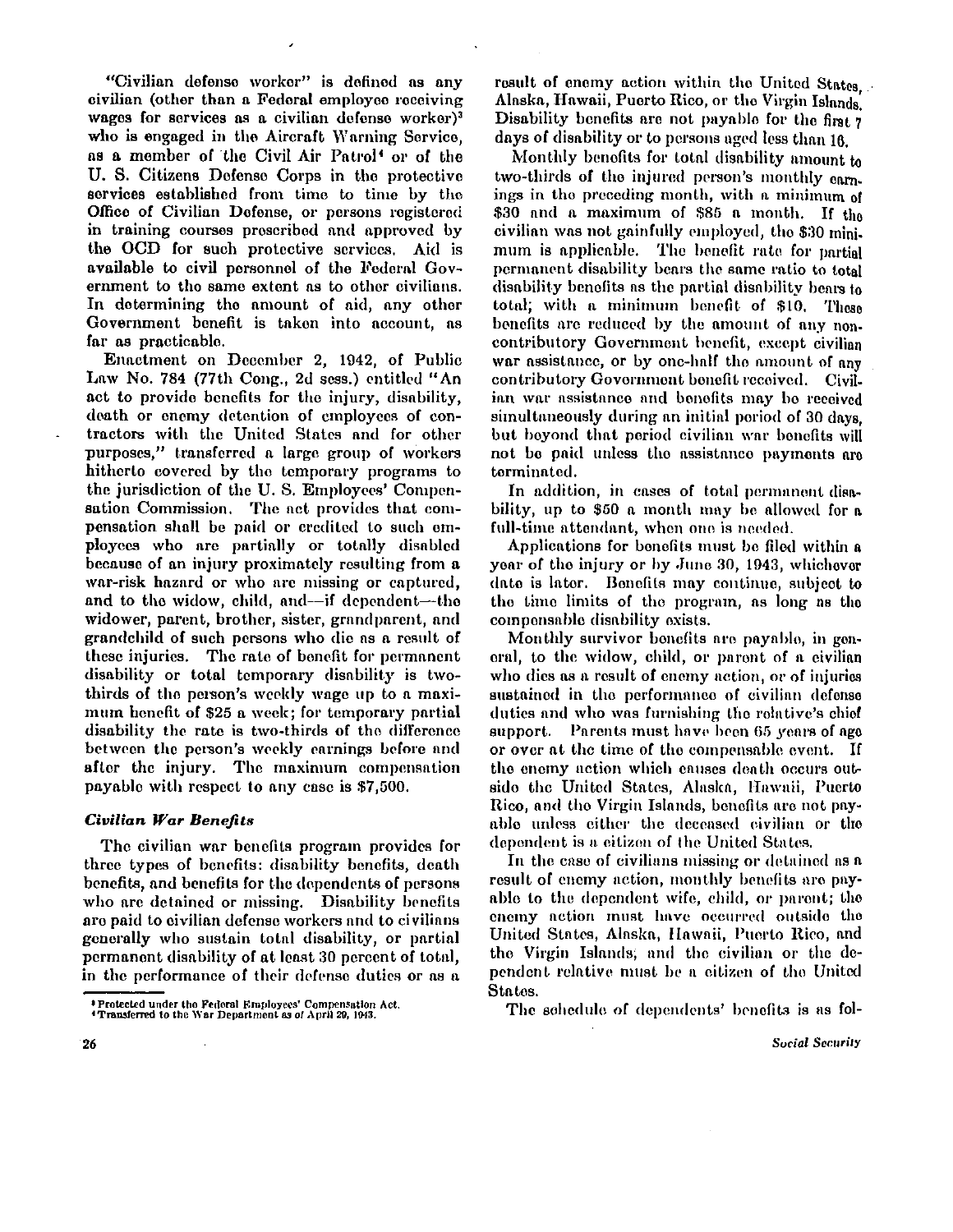"Civilian defense worker" is defined as any civilian (other than a Federal employee receiving wages for services as a civilian defense worker)[3] who is engaged in the Aircraft Warning Service, as a member of the Civil Air Patrol[4] or of the U. S. Citizens Defense Corps in the protective services established from time to time by the Office of Civilian Defense, or persons registered in training courses prescribed and approved by the OCD for such protective services. Aid is available to civil personnel of the Federal Government to the same extent as to other civilians. In determining the amount of aid, any other Government benefit is taken into account, as far as practicable.

Enactment on December 2, 1942, of Public Law No. 784 (77th Cong., 2d sess.) entitled "An act to provide benefits for the injury, disability, death or enemy detention of employees of contractors with the United States and for other purposes," transferred a large group of workers hitherto covered by the temporary programs to the jurisdiction of the U. S. Employees' Compensation Commission. The act provides that compensation shall be paid or credited to such employees who are partially or totally disabled because of an injury proximately resulting from a war-risk hazard or who are missing or captured, and to the widow, child, and—if dependent—the widower, parent, brother, sister, grandparent, and grandchild of such persons who die as a result of these injuries. The rate of benefit for permanent disability or total temporary disability is two-thirds of the person's weekly wage up to a maximum benefit of $25 a week; for temporary partial disability the rate is two-thirds of the difference between the person's weekly earnings before and after the injury. The maximum compensation payable with respect to any case is $7,500.

### *Civilian War Benefits*

The civilian war benefits program provides for three types of benefits: disability benefits, death benefits, and benefits for the dependents of persons who are detained or missing. Disability benefits are paid to civilian defense workers and to civilians generally who sustain total disability, or partial permanent disability of at least 30 percent of total, in the performance of their defense duties or as a result of enemy action within the United States, Alaska, Hawaii, Puerto Rico, or the Virgin Islands. Disability benefits are not payable for the first 7 days of disability or to persons aged less than 16.

Monthly benefits for total disability amount to two-thirds of the injured person's monthly earnings in the preceding month, with a minimum of $30 and a maximum of $85 a month. If the civilian was not gainfully employed, the $30 minimum is applicable. The benefit rate for partial permanent disability bears the same ratio to total disability benefits as the partial disability bears to total; with a minimum benefit of $10. These benefits are reduced by the amount of any noncontributory Government benefit, except civilian war assistance, or by one-half the amount of any contributory Government benefit received. Civilian war assistance and benefits may be received simultaneously during an initial period of 30 days, but beyond that period civilian war benefits will not be paid unless the assistance payments are terminated.

In addition, in cases of total permanent disability, up to $50 a month may be allowed for a full-time attendant, when one is needed.

Applications for benefits must be filed within a year of the injury or by June 30, 1943, whichever date is later. Benefits may continue, subject to the time limits of the program, as long as the compensable disability exists.

Monthly survivor benefits are payable, in general, to the widow, child, or parent of a civilian who dies as a result of enemy action, or of injuries sustained in the performance of civilian defense duties and who was furnishing the relative's chief support. Parents must have been 65 years of age or over at the time of the compensable event. If the enemy action which causes death occurs outside the United States, Alaska, Hawaii, Puerto Rico, and the Virgin Islands, benefits are not payable unless either the deceased civilian or the dependent is a citizen of the United States.

In the case of civilians missing or detained as a result of enemy action, monthly benefits are payable to the dependent wife, child, or parent; the enemy action must have occurred outside the United States, Alaska, Hawaii, Puerto Rico, and the Virgin Islands, and the civilian or the dependent relative must be a citizen of the United States.

The schedule of dependents' benefits is as fol-

[3] Protected under the Federal Employees' Compensation Act.
[4] Transferred to the War Department as of April 29, 1943.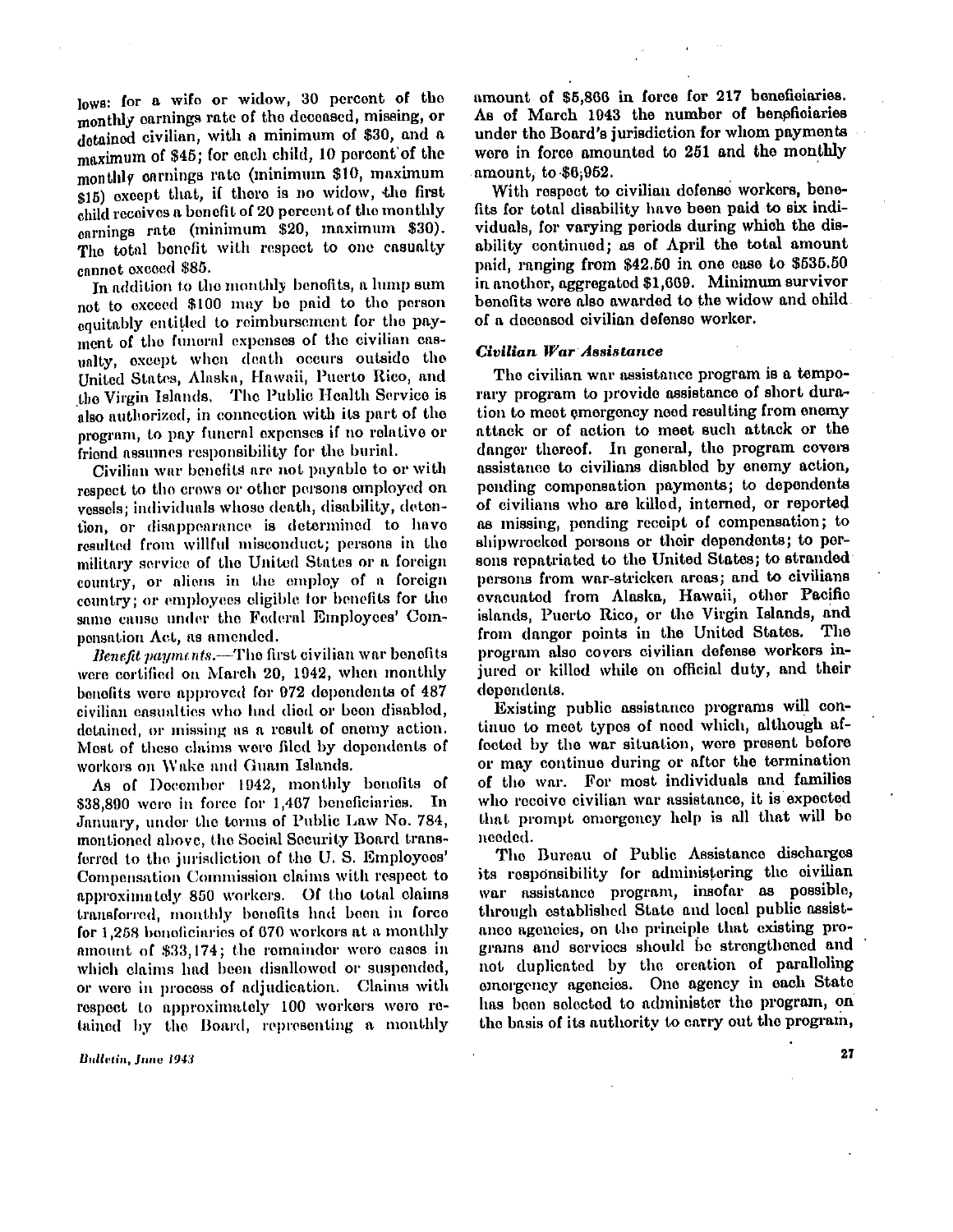lows: for a wife or widow, 30 percent of the monthly earnings rate of the deceased, missing, or detained civilian, with a minimum of $30, and a maximum of $45; for each child, 10 percent of the monthly earnings rate (minimum $10, maximum $15) except that, if there is no widow, the first child receives a benefit of 20 percent of the monthly earnings rate (minimum $20, maximum $30). The total benefit with respect to one casualty cannot exceed $85.

In addition to the monthly benefits, a lump sum not to exceed $100 may be paid to the person equitably entitled to reimbursement for the payment of the funeral expenses of the civilian casualty, except when death occurs outside the United States, Alaska, Hawaii, Puerto Rico, and the Virgin Islands. The Public Health Service is also authorized, in connection with its part of the program, to pay funeral expenses if no relative or friend assumes responsibility for the burial.

Civilian war benefits are not payable to or with respect to the crews or other persons employed on vessels; individuals whose death, disability, detention, or disappearance is determined to have resulted from willful misconduct; persons in the military service of the United States or a foreign country, or aliens in the employ of a foreign country; or employees eligible for benefits for the same cause under the Federal Employees' Compensation Act, as amended.

*Benefit payments.*—The first civilian war benefits were certified on March 20, 1942, when monthly benefits were approved for 972 dependents of 487 civilian casualties who had died or been disabled, detained, or missing as a result of enemy action. Most of these claims were filed by dependents of workers on Wake and Guam Islands.

As of December 1942, monthly benefits of $38,890 were in force for 1,467 beneficiaries. In January, under the terms of Public Law No. 784, mentioned above, the Social Security Board transferred to the jurisdiction of the U. S. Employees' Compensation Commission claims with respect to approximately 850 workers. Of the total claims transferred, monthly benefits had been in force for 1,258 beneficiaries of 670 workers at a monthly amount of $33,174; the remainder were cases in which claims had been disallowed or suspended, or were in process of adjudication. Claims with respect to approximately 100 workers were retained by the Board, representing a monthly amount of $5,866 in force for 217 beneficiaries. As of March 1943 the number of beneficiaries under the Board's jurisdiction for whom payments were in force amounted to 251 and the monthly amount, to $6,952.

With respect to civilian defense workers, benefits for total disability have been paid to six individuals, for varying periods during which the disability continued; as of April the total amount paid, ranging from $42.50 in one case to $535.50 in another, aggregated $1,669. Minimum survivor benefits were also awarded to the widow and child of a deceased civilian defense worker.

### *Civilian War Assistance*

The civilian war assistance program is a temporary program to provide assistance of short duration to meet emergency need resulting from enemy attack or of action to meet such attack or the danger thereof. In general, the program covers assistance to civilians disabled by enemy action, pending compensation payments; to dependents of civilians who are killed, interned, or reported as missing, pending receipt of compensation; to shipwrecked persons or their dependents; to persons repatriated to the United States; to stranded persons from war-stricken areas; and to civilians evacuated from Alaska, Hawaii, other Pacific islands, Puerto Rico, or the Virgin Islands, and from danger points in the United States. The program also covers civilian defense workers injured or killed while on official duty, and their dependents.

Existing public assistance programs will continue to meet types of need which, although affected by the war situation, were present before or may continue during or after the termination of the war. For most individuals and families who receive civilian war assistance, it is expected that prompt emergency help is all that will be needed.

The Bureau of Public Assistance discharges its responsibility for administering the civilian war assistance program, insofar as possible, through established State and local public assistance agencies, on the principle that existing programs and services should be strengthened and not duplicated by the creation of paralleling emergency agencies. One agency in each State has been selected to administer the program, on the basis of its authority to carry out the program,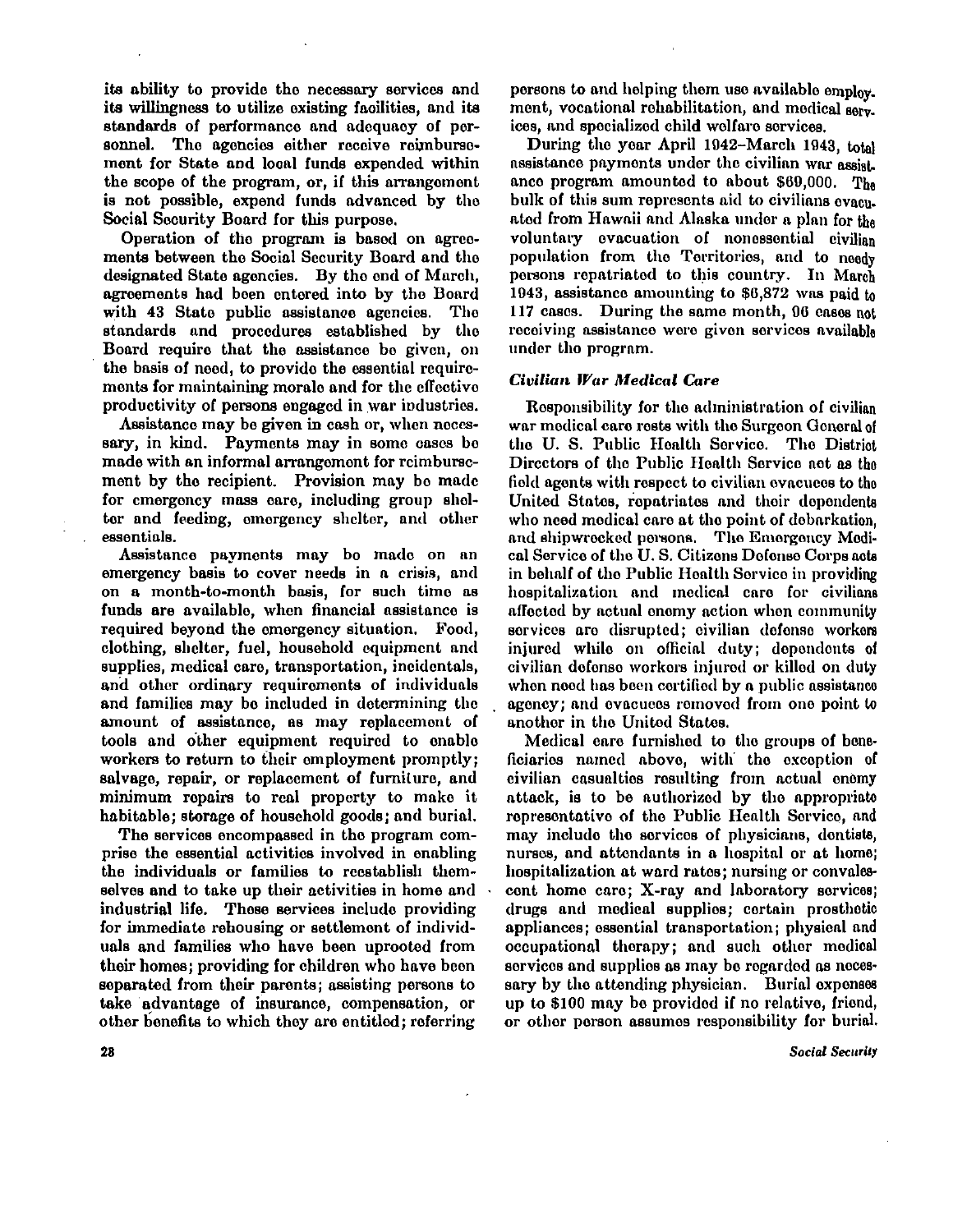its ability to provide the necessary services and its willingness to utilize existing facilities, and its standards of performance and adequacy of personnel. The agencies either receive reimbursement for State and local funds expended within the scope of the program, or, if this arrangement is not possible, expend funds advanced by the Social Security Board for this purpose.

Operation of the program is based on agreements between the Social Security Board and the designated State agencies. By the end of March, agreements had been entered into by the Board with 43 State public assistance agencies. The standards and procedures established by the Board require that the assistance be given, on the basis of need, to provide the essential requirements for maintaining morale and for the effective productivity of persons engaged in war industries.

Assistance may be given in cash or, when necessary, in kind. Payments may in some cases be made with an informal arrangement for reimbursement by the recipient. Provision may be made for emergency mass care, including group shelter and feeding, emergency shelter, and other essentials.

Assistance payments may be made on an emergency basis to cover needs in a crisis, and on a month-to-month basis, for such time as funds are available, when financial assistance is required beyond the emergency situation. Food, clothing, shelter, fuel, household equipment and supplies, medical care, transportation, incidentals, and other ordinary requirements of individuals and families may be included in determining the amount of assistance, as may replacement of tools and other equipment required to enable workers to return to their employment promptly; salvage, repair, or replacement of furniture, and minimum repairs to real property to make it habitable; storage of household goods; and burial.

The services encompassed in the program comprise the essential activities involved in enabling the individuals or families to reestablish themselves and to take up their activities in home and industrial life. These services include providing for immediate rehousing or settlement of individuals and families who have been uprooted from their homes; providing for children who have been separated from their parents; assisting persons to take advantage of insurance, compensation, or other benefits to which they are entitled; referring persons to and helping them use available employment, vocational rehabilitation, and medical services, and specialized child welfare services.

During the year April 1942–March 1943, total assistance payments under the civilian war assistance program amounted to about $69,000. The bulk of this sum represents aid to civilians evacuated from Hawaii and Alaska under a plan for the voluntary evacuation of nonessential civilian population from the Territories, and to needy persons repatriated to this country. In March 1943, assistance amounting to $6,872 was paid to 117 cases. During the same month, 96 cases not receiving assistance were given services available under the program.

### *Civilian War Medical Care*

Responsibility for the administration of civilian war medical care rests with the Surgeon General of the U. S. Public Health Service. The District Directors of the Public Health Service act as the field agents with respect to civilian evacuees to the United States, repatriates and their dependents who need medical care at the point of debarkation, and shipwrecked persons. The Emergency Medical Service of the U. S. Citizens Defense Corps acts in behalf of the Public Health Service in providing hospitalization and medical care for civilians affected by actual enemy action when community services are disrupted; civilian defense workers injured while on official duty; dependents of civilian defense workers injured or killed on duty when need has been certified by a public assistance agency; and evacuees removed from one point to another in the United States.

Medical care furnished to the groups of beneficiaries named above, with the exception of civilian casualties resulting from actual enemy attack, is to be authorized by the appropriate representative of the Public Health Service, and may include the services of physicians, dentists, nurses, and attendants in a hospital or at home; hospitalization at ward rates; nursing or convalescent home care; X-ray and laboratory services; drugs and medical supplies; certain prosthetic appliances; essential transportation; physical and occupational therapy; and such other medical services and supplies as may be regarded as necessary by the attending physician. Burial expenses up to $100 may be provided if no relative, friend, or other person assumes responsibility for burial.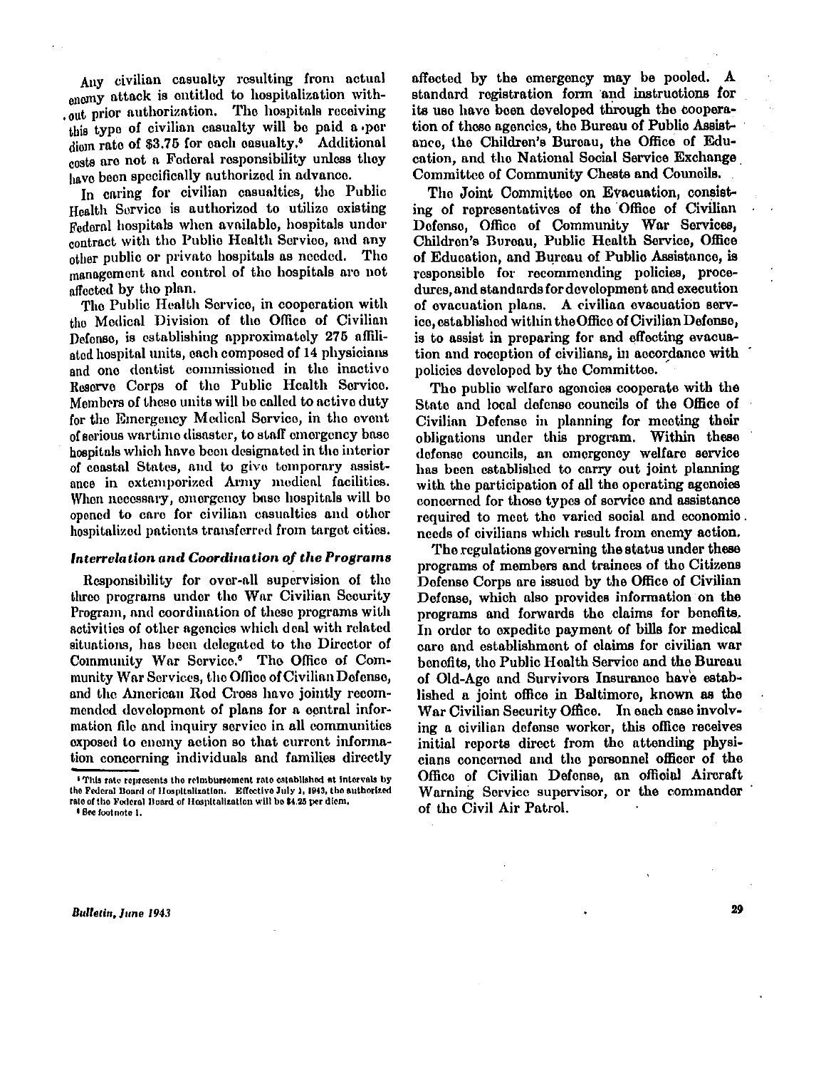Any civilian casualty resulting from actual enemy attack is entitled to hospitalization without prior authorization. The hospitals receiving this type of civilian casualty will be paid a per diem rate of $3.75 for each casualty.[5] Additional costs are not a Federal responsibility unless they have been specifically authorized in advance.

In caring for civilian casualties, the Public Health Service is authorized to utilize existing Federal hospitals when available, hospitals under contract with the Public Health Service, and any other public or private hospitals as needed. The management and control of the hospitals are not affected by the plan.

The Public Health Service, in cooperation with the Medical Division of the Office of Civilian Defense, is establishing approximately 275 affiliated hospital units, each composed of 14 physicians and one dentist commissioned in the inactive Reserve Corps of the Public Health Service. Members of these units will be called to active duty for the Emergency Medical Service, in the event of serious wartime disaster, to staff emergency base hospitals which have been designated in the interior of coastal States, and to give temporary assistance in extemporized Army medical facilities. When necessary, emergency base hospitals will be opened to care for civilian casualties and other hospitalized patients transferred from target cities.

### *Interrelation and Coordination of the Programs*

Responsibility for over-all supervision of the three programs under the War Civilian Security Program, and coordination of these programs with activities of other agencies which deal with related situations, has been delegated to the Director of Community War Service.[6] The Office of Community War Services, the Office of Civilian Defense, and the American Red Cross have jointly recommended development of plans for a central information file and inquiry service in all communities exposed to enemy action so that current information concerning individuals and families directly affected by the emergency may be pooled. A standard registration form and instructions for its use have been developed through the cooperation of these agencies, the Bureau of Public Assistance, the Children's Bureau, the Office of Education, and the National Social Service Exchange Committee of Community Chests and Councils.

The Joint Committee on Evacuation, consisting of representatives of the Office of Civilian Defense, Office of Community War Services, Children's Bureau, Public Health Service, Office of Education, and Bureau of Public Assistance, is responsible for recommending policies, procedures, and standards for development and execution of evacuation plans. A civilian evacuation service, established within the Office of Civilian Defense, is to assist in preparing for and effecting evacuation and reception of civilians, in accordance with policies developed by the Committee.

The public welfare agencies cooperate with the State and local defense councils of the Office of Civilian Defense in planning for meeting their obligations under this program. Within these defense councils, an emergency welfare service has been established to carry out joint planning with the participation of all the operating agencies concerned for those types of service and assistance required to meet the varied social and economic needs of civilians which result from enemy action.

The regulations governing the status under these programs of members and trainees of the Citizens Defense Corps are issued by the Office of Civilian Defense, which also provides information on the programs and forwards the claims for benefits. In order to expedite payment of bills for medical care and establishment of claims for civilian war benefits, the Public Health Service and the Bureau of Old-Age and Survivors Insurance have established a joint office in Baltimore, known as the War Civilian Security Office. In each case involving a civilian defense worker, this office receives initial reports direct from the attending physicians concerned and the personnel officer of the Office of Civilian Defense, an official Aircraft Warning Service supervisor, or the commander of the Civil Air Patrol.

---

[5] This rate represents the reimbursement rate established at intervals by the Federal Board of Hospitalization. Effective July 1, 1943, the authorized rate of the Federal Board of Hospitalization will be $4.25 per diem.

[6] See footnote 1.